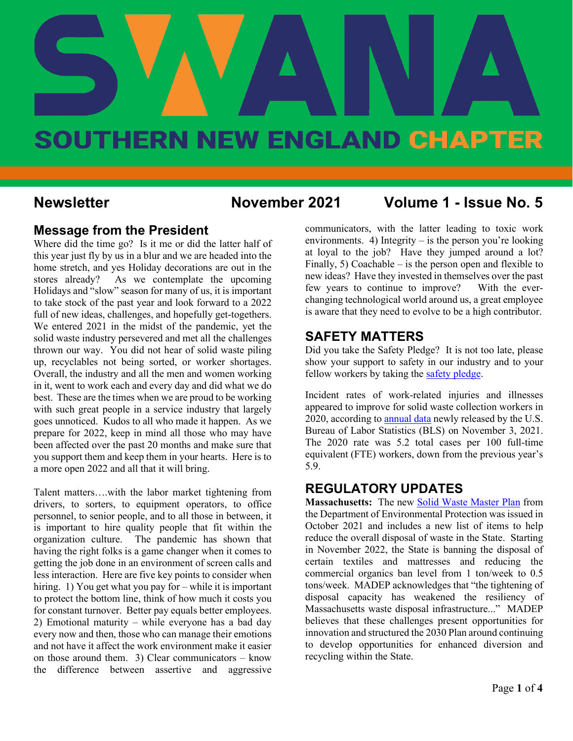# SWANA SOUTHERN NEW ENGLAND CHAPTER

**Newsletter** **November 2021** **Volume 1 - Issue No. 5**

## Message from the President

Where did the time go? Is it me or did the latter half of this year just fly by us in a blur and we are headed into the home stretch, and yes Holiday decorations are out in the stores already? As we contemplate the upcoming Holidays and "slow" season for many of us, it is important to take stock of the past year and look forward to a 2022 full of new ideas, challenges, and hopefully get-togethers. We entered 2021 in the midst of the pandemic, yet the solid waste industry persevered and met all the challenges thrown our way. You did not hear of solid waste piling up, recyclables not being sorted, or worker shortages. Overall, the industry and all the men and women working in it, went to work each and every day and did what we do best. These are the times when we are proud to be working with such great people in a service industry that largely goes unnoticed. Kudos to all who made it happen. As we prepare for 2022, keep in mind all those who may have been affected over the past 20 months and make sure that you support them and keep them in your hearts. Here is to a more open 2022 and all that it will bring.

Talent matters….with the labor market tightening from drivers, to sorters, to equipment operators, to office personnel, to senior people, and to all those in between, it is important to hire quality people that fit within the organization culture. The pandemic has shown that having the right folks is a game changer when it comes to getting the job done in an environment of screen calls and less interaction. Here are five key points to consider when hiring. 1) You get what you pay for – while it is important to protect the bottom line, think of how much it costs you for constant turnover. Better pay equals better employees. 2) Emotional maturity – while everyone has a bad day every now and then, those who can manage their emotions and not have it affect the work environment make it easier on those around them. 3) Clear communicators – know the difference between assertive and aggressive communicators, with the latter leading to toxic work environments. 4) Integrity – is the person you're looking at loyal to the job? Have they jumped around a lot? Finally, 5) Coachable – is the person open and flexible to new ideas? Have they invested in themselves over the past few years to continue to improve? With the ever-changing technological world around us, a great employee is aware that they need to evolve to be a high contributor.

## SAFETY MATTERS

Did you take the Safety Pledge? It is not too late, please show your support to safety in our industry and to your fellow workers by taking the safety pledge.

Incident rates of work-related injuries and illnesses appeared to improve for solid waste collection workers in 2020, according to annual data newly released by the U.S. Bureau of Labor Statistics (BLS) on November 3, 2021. The 2020 rate was 5.2 total cases per 100 full-time equivalent (FTE) workers, down from the previous year's 5.9.

## REGULATORY UPDATES

**Massachusetts:** The new Solid Waste Master Plan from the Department of Environmental Protection was issued in October 2021 and includes a new list of items to help reduce the overall disposal of waste in the State. Starting in November 2022, the State is banning the disposal of certain textiles and mattresses and reducing the commercial organics ban level from 1 ton/week to 0.5 tons/week. MADEP acknowledges that "the tightening of disposal capacity has weakened the resiliency of Massachusetts waste disposal infrastructure..." MADEP believes that these challenges present opportunities for innovation and structured the 2030 Plan around continuing to develop opportunities for enhanced diversion and recycling within the State.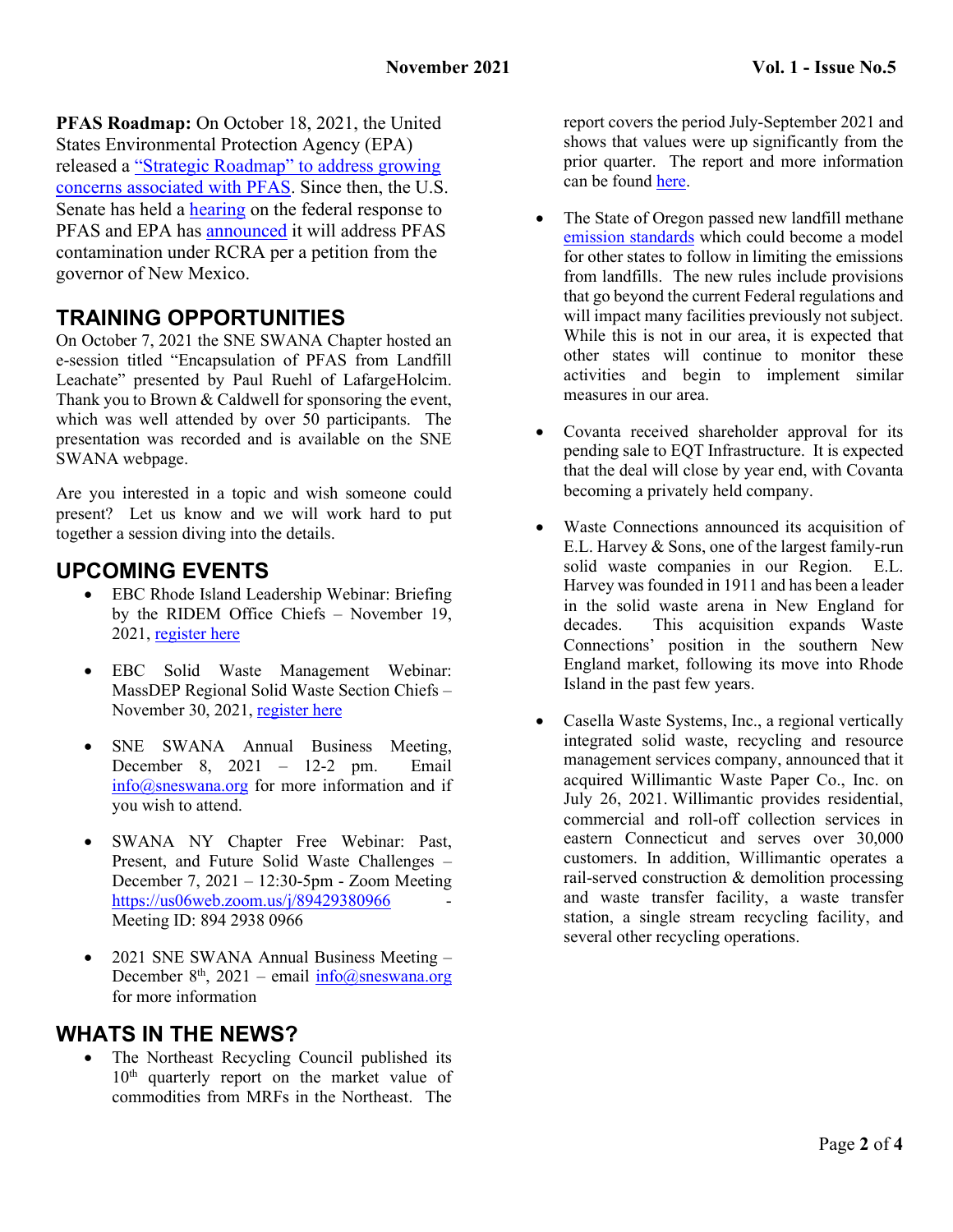**PFAS Roadmap:** On October 18, 2021, the United States Environmental Protection Agency (EPA) released a "Strategic Roadmap" to address growing concerns associated with PFAS. Since then, the U.S. Senate has held a hearing on the federal response to PFAS and EPA has announced it will address PFAS contamination under RCRA per a petition from the governor of New Mexico.

## TRAINING OPPORTUNITIES

On October 7, 2021 the SNE SWANA Chapter hosted an e-session titled "Encapsulation of PFAS from Landfill Leachate" presented by Paul Ruehl of LafargeHolcim. Thank you to Brown & Caldwell for sponsoring the event, which was well attended by over 50 participants. The presentation was recorded and is available on the SNE SWANA webpage.

Are you interested in a topic and wish someone could present? Let us know and we will work hard to put together a session diving into the details.

## UPCOMING EVENTS

- EBC Rhode Island Leadership Webinar: Briefing by the RIDEM Office Chiefs – November 19, 2021, register here
- EBC Solid Waste Management Webinar: MassDEP Regional Solid Waste Section Chiefs – November 30, 2021, register here
- SNE SWANA Annual Business Meeting, December 8, 2021 – 12-2 pm. Email info@sneswana.org for more information and if you wish to attend.
- SWANA NY Chapter Free Webinar: Past, Present, and Future Solid Waste Challenges – December 7, 2021 – 12:30-5pm - Zoom Meeting https://us06web.zoom.us/j/89429380966 - Meeting ID: 894 2938 0966
- 2021 SNE SWANA Annual Business Meeting – December 8th, 2021 – email info@sneswana.org for more information

## WHATS IN THE NEWS?

- The Northeast Recycling Council published its 10th quarterly report on the market value of commodities from MRFs in the Northeast. The report covers the period July-September 2021 and shows that values were up significantly from the prior quarter. The report and more information can be found here.
- The State of Oregon passed new landfill methane emission standards which could become a model for other states to follow in limiting the emissions from landfills. The new rules include provisions that go beyond the current Federal regulations and will impact many facilities previously not subject. While this is not in our area, it is expected that other states will continue to monitor these activities and begin to implement similar measures in our area.
- Covanta received shareholder approval for its pending sale to EQT Infrastructure. It is expected that the deal will close by year end, with Covanta becoming a privately held company.
- Waste Connections announced its acquisition of E.L. Harvey & Sons, one of the largest family-run solid waste companies in our Region. E.L. Harvey was founded in 1911 and has been a leader in the solid waste arena in New England for decades. This acquisition expands Waste Connections' position in the southern New England market, following its move into Rhode Island in the past few years.
- Casella Waste Systems, Inc., a regional vertically integrated solid waste, recycling and resource management services company, announced that it acquired Willimantic Waste Paper Co., Inc. on July 26, 2021. Willimantic provides residential, commercial and roll-off collection services in eastern Connecticut and serves over 30,000 customers. In addition, Willimantic operates a rail-served construction & demolition processing and waste transfer facility, a waste transfer station, a single stream recycling facility, and several other recycling operations.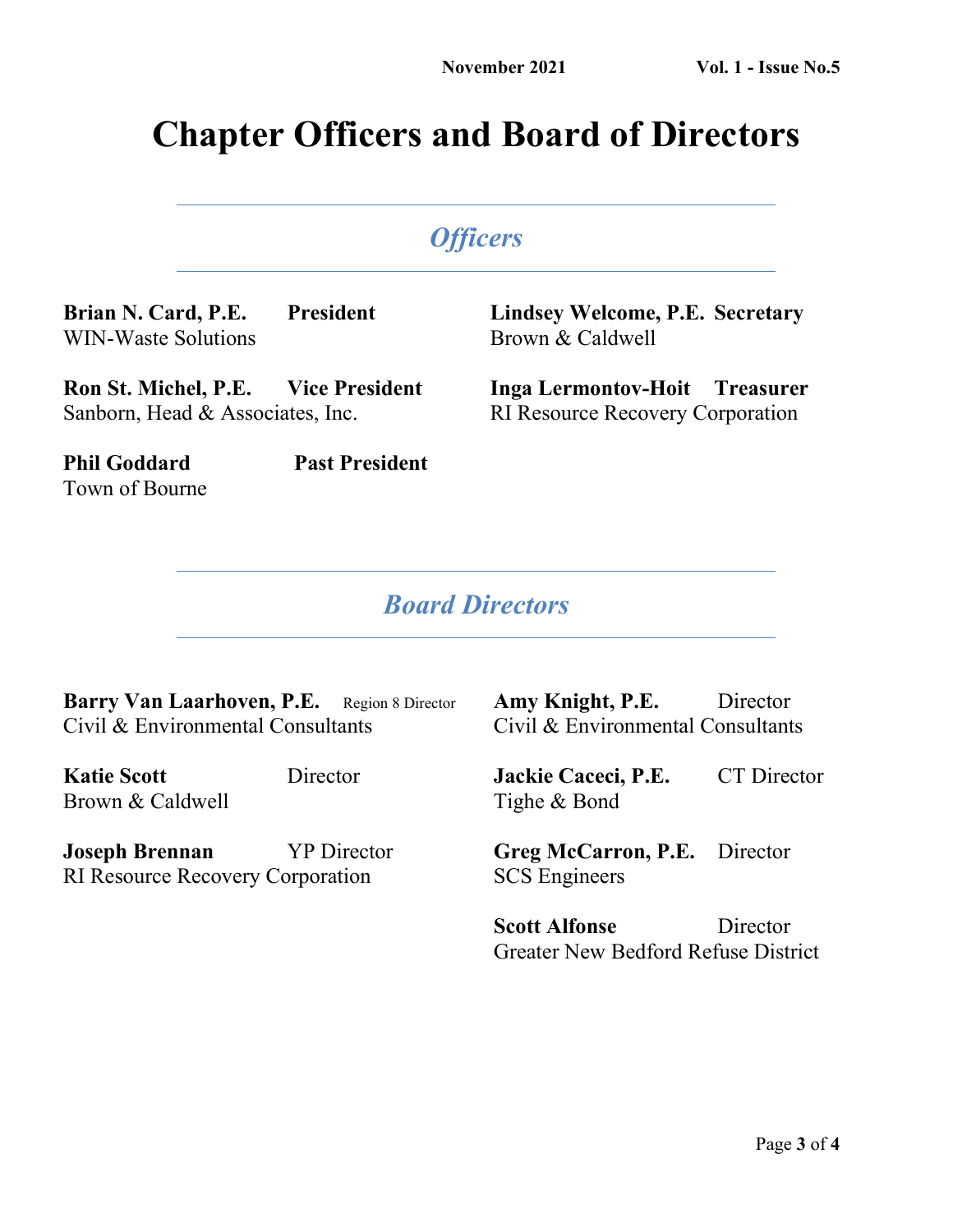# Chapter Officers and Board of Directors

## *Officers*

**Brian N. Card, P.E.** **President**
WIN-Waste Solutions

**Ron St. Michel, P.E.** **Vice President**
Sanborn, Head & Associates, Inc.

**Phil Goddard** **Past President**
Town of Bourne

**Lindsey Welcome, P.E.** **Secretary**
Brown & Caldwell

**Inga Lermontov-Hoit** **Treasurer**
RI Resource Recovery Corporation

## *Board Directors*

**Barry Van Laarhoven, P.E.** Region 8 Director
Civil & Environmental Consultants

**Katie Scott** Director
Brown & Caldwell

**Joseph Brennan** YP Director
RI Resource Recovery Corporation

**Amy Knight, P.E.** Director
Civil & Environmental Consultants

**Jackie Caceci, P.E.** CT Director
Tighe & Bond

**Greg McCarron, P.E.** Director
SCS Engineers

**Scott Alfonse** Director
Greater New Bedford Refuse District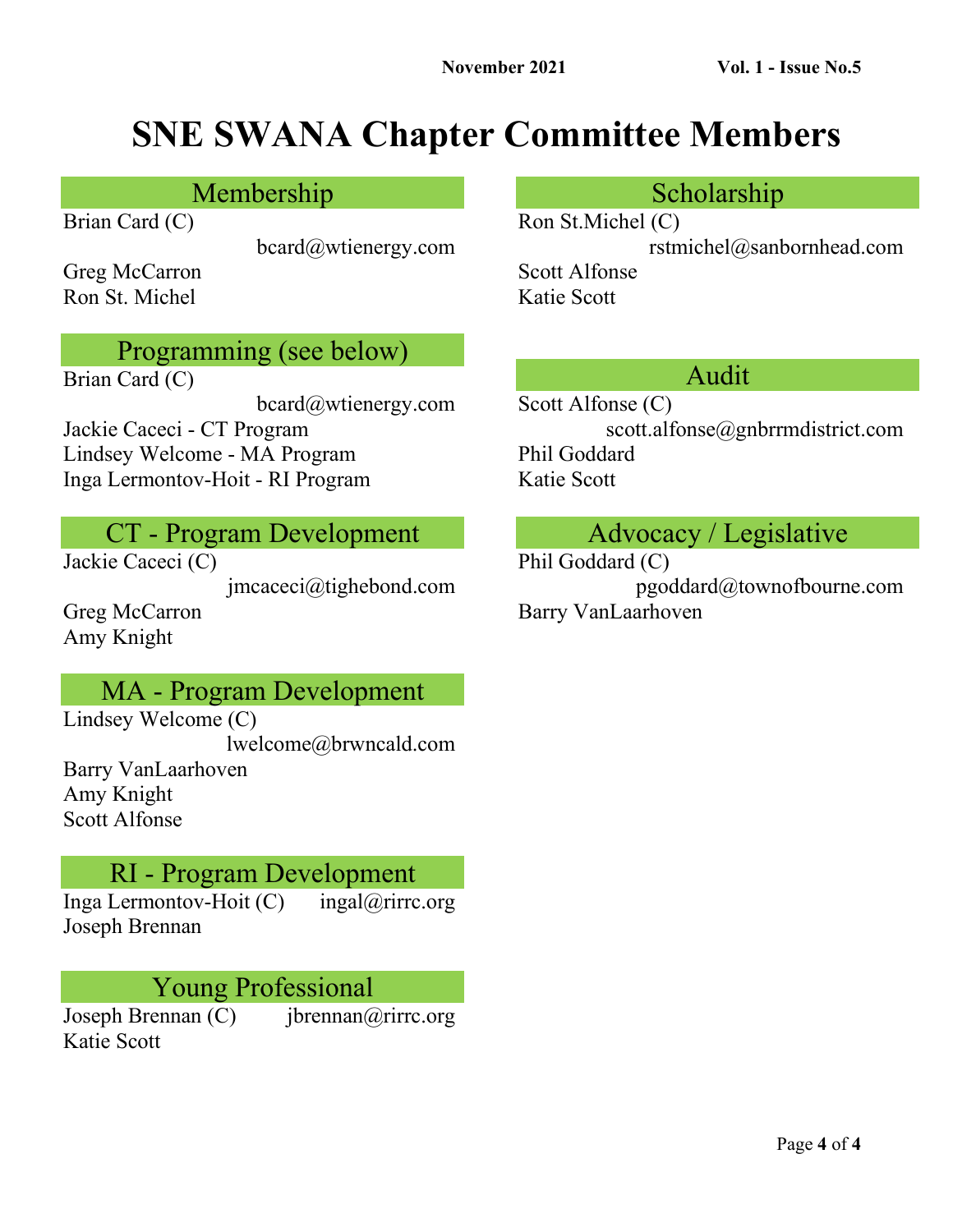# SNE SWANA Chapter Committee Members

## Membership

Brian Card (C) bcard@wtienergy.com
Greg McCarron
Ron St. Michel

## Programming (see below)

Brian Card (C) bcard@wtienergy.com
Jackie Caceci - CT Program
Lindsey Welcome - MA Program
Inga Lermontov-Hoit - RI Program

## CT - Program Development

Jackie Caceci (C) jmcaceci@tighebond.com
Greg McCarron
Amy Knight

## MA - Program Development

Lindsey Welcome (C) lwelcome@brwncald.com
Barry VanLaarhoven
Amy Knight
Scott Alfonse

## RI - Program Development

Inga Lermontov-Hoit (C) ingal@rirrc.org
Joseph Brennan

## Young Professional

Joseph Brennan (C) jbrennan@rirrc.org
Katie Scott

## Scholarship

Ron St.Michel (C) rstmichel@sanbornhead.com
Scott Alfonse
Katie Scott

## Audit

Scott Alfonse (C) scott.alfonse@gnbrrmdistrict.com
Phil Goddard
Katie Scott

## Advocacy / Legislative

Phil Goddard (C) pgoddard@townofbourne.com
Barry VanLaarhoven